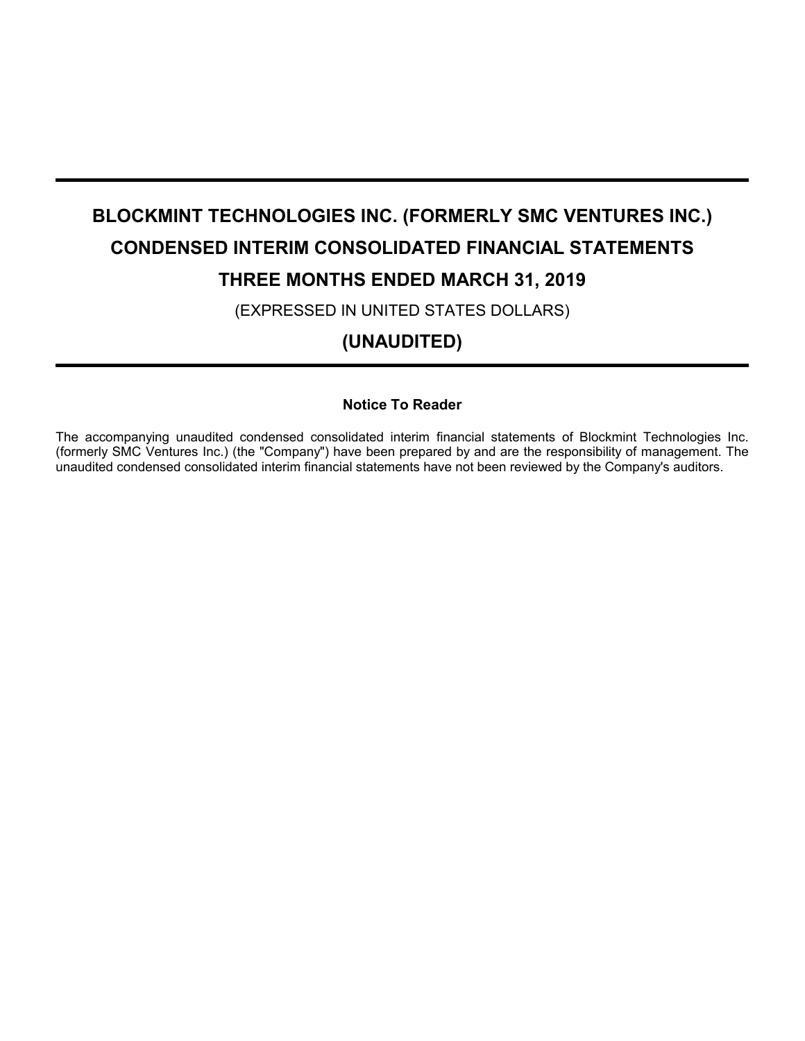# BLOCKMINT TECHNOLOGIES INC. (FORMERLY SMC VENTURES INC.)

# CONDENSED INTERIM CONSOLIDATED FINANCIAL STATEMENTS

# THREE MONTHS ENDED MARCH 31, 2019

(EXPRESSED IN UNITED STATES DOLLARS)

## (UNAUDITED)

### Notice To Reader

The accompanying unaudited condensed consolidated interim financial statements of Blockmint Technologies Inc. (formerly SMC Ventures Inc.) (the "Company") have been prepared by and are the responsibility of management. The unaudited condensed consolidated interim financial statements have not been reviewed by the Company's auditors.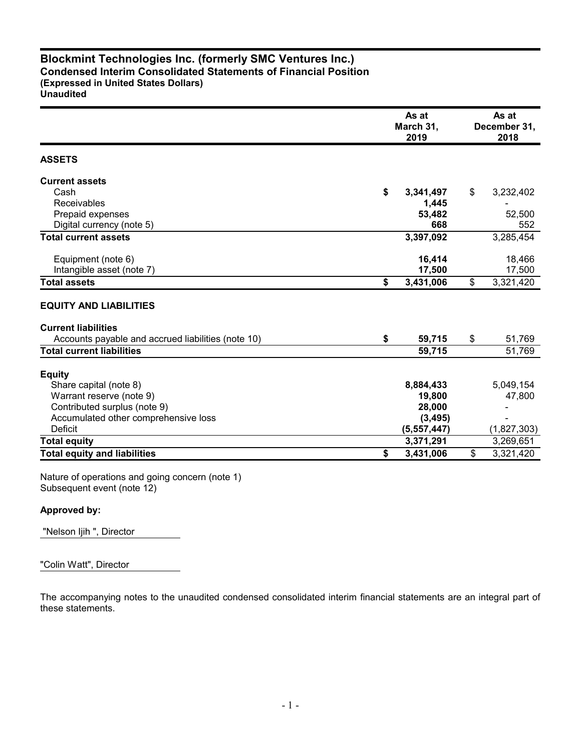# Blockmint Technologies Inc. (formerly SMC Ventures Inc.)
## Condensed Interim Consolidated Statements of Financial Position
**(Expressed in United States Dollars)**
**Unaudited**

| | As at March 31, 2019 | As at December 31, 2018 |
|---|---|---|
| **ASSETS** | | |
| **Current assets** | | |
| Cash | **$ 3,341,497** | $ 3,232,402 |
| Receivables | **1,445** | - |
| Prepaid expenses | **53,482** | 52,500 |
| Digital currency (note 5) | **668** | 552 |
| **Total current assets** | **3,397,092** | 3,285,454 |
| Equipment (note 6) | **16,414** | 18,466 |
| Intangible asset (note 7) | **17,500** | 17,500 |
| **Total assets** | **$ 3,431,006** | $ 3,321,420 |
| **EQUITY AND LIABILITIES** | | |
| **Current liabilities** | | |
| Accounts payable and accrued liabilities (note 10) | **$ 59,715** | $ 51,769 |
| **Total current liabilities** | **59,715** | 51,769 |
| **Equity** | | |
| Share capital (note 8) | **8,884,433** | 5,049,154 |
| Warrant reserve (note 9) | **19,800** | 47,800 |
| Contributed surplus (note 9) | **28,000** | - |
| Accumulated other comprehensive loss | **(3,495)** | - |
| Deficit | **(5,557,447)** | (1,827,303) |
| **Total equity** | **3,371,291** | 3,269,651 |
| **Total equity and liabilities** | **$ 3,431,006** | $ 3,321,420 |

Nature of operations and going concern (note 1)
Subsequent event (note 12)

**Approved by:**

"Nelson Ijih ", Director

"Colin Watt", Director

The accompanying notes to the unaudited condensed consolidated interim financial statements are an integral part of these statements.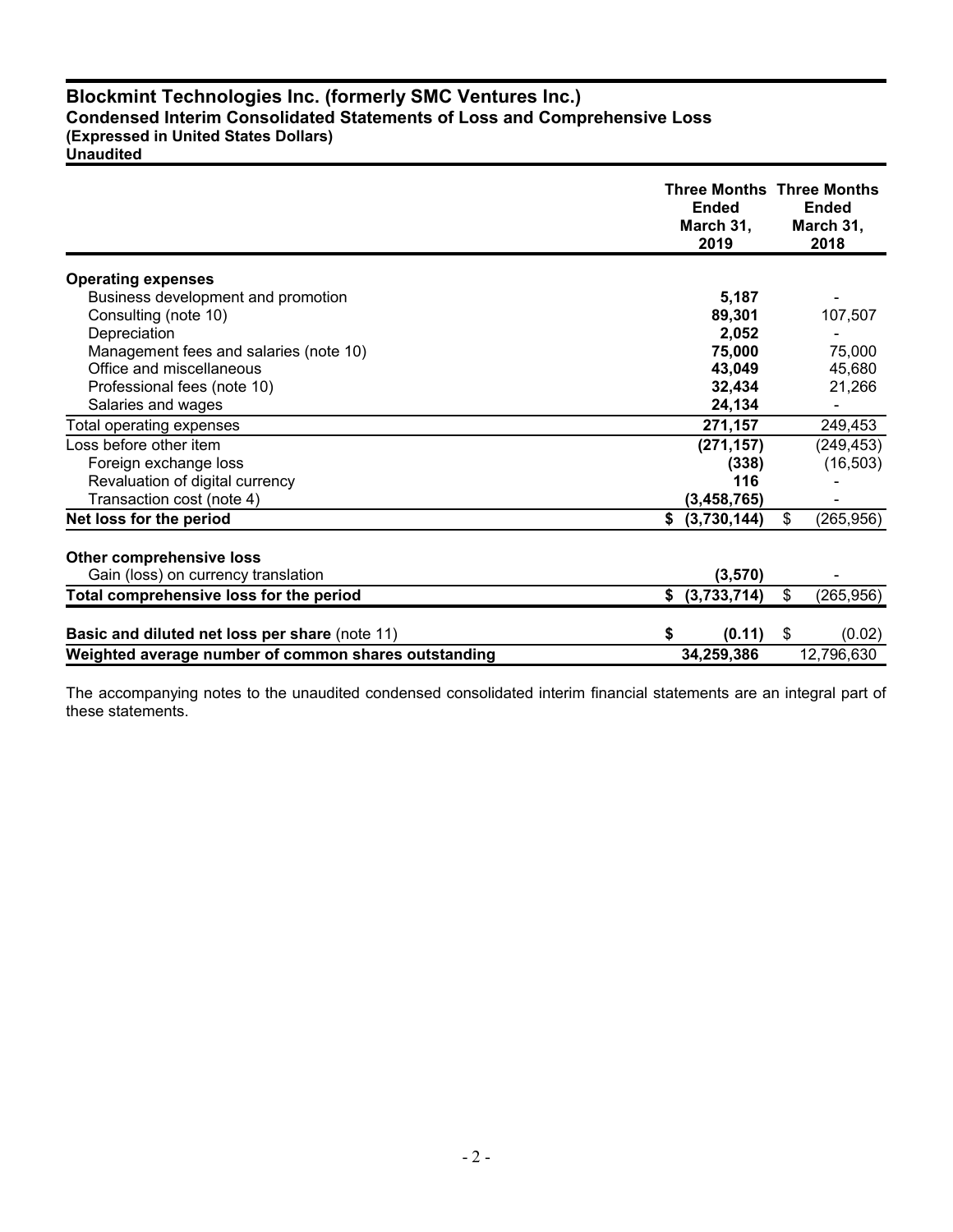# Blockmint Technologies Inc. (formerly SMC Ventures Inc.)

**Condensed Interim Consolidated Statements of Loss and Comprehensive Loss**
**(Expressed in United States Dollars)**
**Unaudited**

| | Three Months Ended March 31, 2019 | Three Months Ended March 31, 2018 |
|---|---|---|
| **Operating expenses** | | |
| Business development and promotion | **5,187** | - |
| Consulting (note 10) | **89,301** | 107,507 |
| Depreciation | **2,052** | - |
| Management fees and salaries (note 10) | **75,000** | 75,000 |
| Office and miscellaneous | **43,049** | 45,680 |
| Professional fees (note 10) | **32,434** | 21,266 |
| Salaries and wages | **24,134** | - |
| Total operating expenses | **271,157** | 249,453 |
| Loss before other item | **(271,157)** | (249,453) |
| Foreign exchange loss | **(338)** | (16,503) |
| Revaluation of digital currency | **116** | - |
| Transaction cost (note 4) | **(3,458,765)** | - |
| **Net loss for the period** | **$ (3,730,144)** | $ (265,956) |
| **Other comprehensive loss** | | |
| Gain (loss) on currency translation | **(3,570)** | - |
| **Total comprehensive loss for the period** | **$ (3,733,714)** | $ (265,956) |
| **Basic and diluted net loss per share** (note 11) | **$ (0.11)** | $ (0.02) |
| **Weighted average number of common shares outstanding** | **34,259,386** | 12,796,630 |

The accompanying notes to the unaudited condensed consolidated interim financial statements are an integral part of these statements.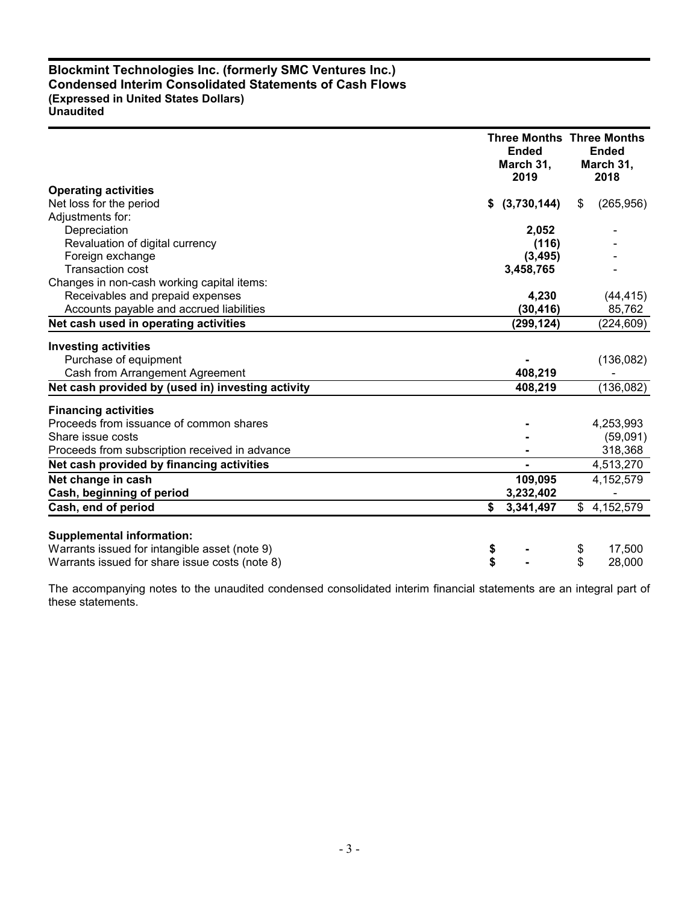**Blockmint Technologies Inc. (formerly SMC Ventures Inc.)**
**Condensed Interim Consolidated Statements of Cash Flows**
**(Expressed in United States Dollars)**
**Unaudited**

| | Three Months Ended March 31, 2019 | Three Months Ended March 31, 2018 |
|---|---|---|
| **Operating activities** | | |
| Net loss for the period | **$ (3,730,144)** | $ (265,956) |
| Adjustments for: | | |
| Depreciation | **2,052** | - |
| Revaluation of digital currency | **(116)** | - |
| Foreign exchange | **(3,495)** | - |
| Transaction cost | **3,458,765** | - |
| Changes in non-cash working capital items: | | |
| Receivables and prepaid expenses | **4,230** | (44,415) |
| Accounts payable and accrued liabilities | **(30,416)** | 85,762 |
| **Net cash used in operating activities** | **(299,124)** | (224,609) |
| **Investing activities** | | |
| Purchase of equipment | **-** | (136,082) |
| Cash from Arrangement Agreement | **408,219** | - |
| **Net cash provided by (used in) investing activity** | **408,219** | (136,082) |
| **Financing activities** | | |
| Proceeds from issuance of common shares | **-** | 4,253,993 |
| Share issue costs | **-** | (59,091) |
| Proceeds from subscription received in advance | **-** | 318,368 |
| **Net cash provided by financing activities** | **-** | 4,513,270 |
| **Net change in cash** | **109,095** | 4,152,579 |
| **Cash, beginning of period** | **3,232,402** | - |
| **Cash, end of period** | **$ 3,341,497** | $ 4,152,579 |
| **Supplemental information:** | | |
| Warrants issued for intangible asset (note 9) | **$ -** | $ 17,500 |
| Warrants issued for share issue costs (note 8) | **$ -** | $ 28,000 |

The accompanying notes to the unaudited condensed consolidated interim financial statements are an integral part of these statements.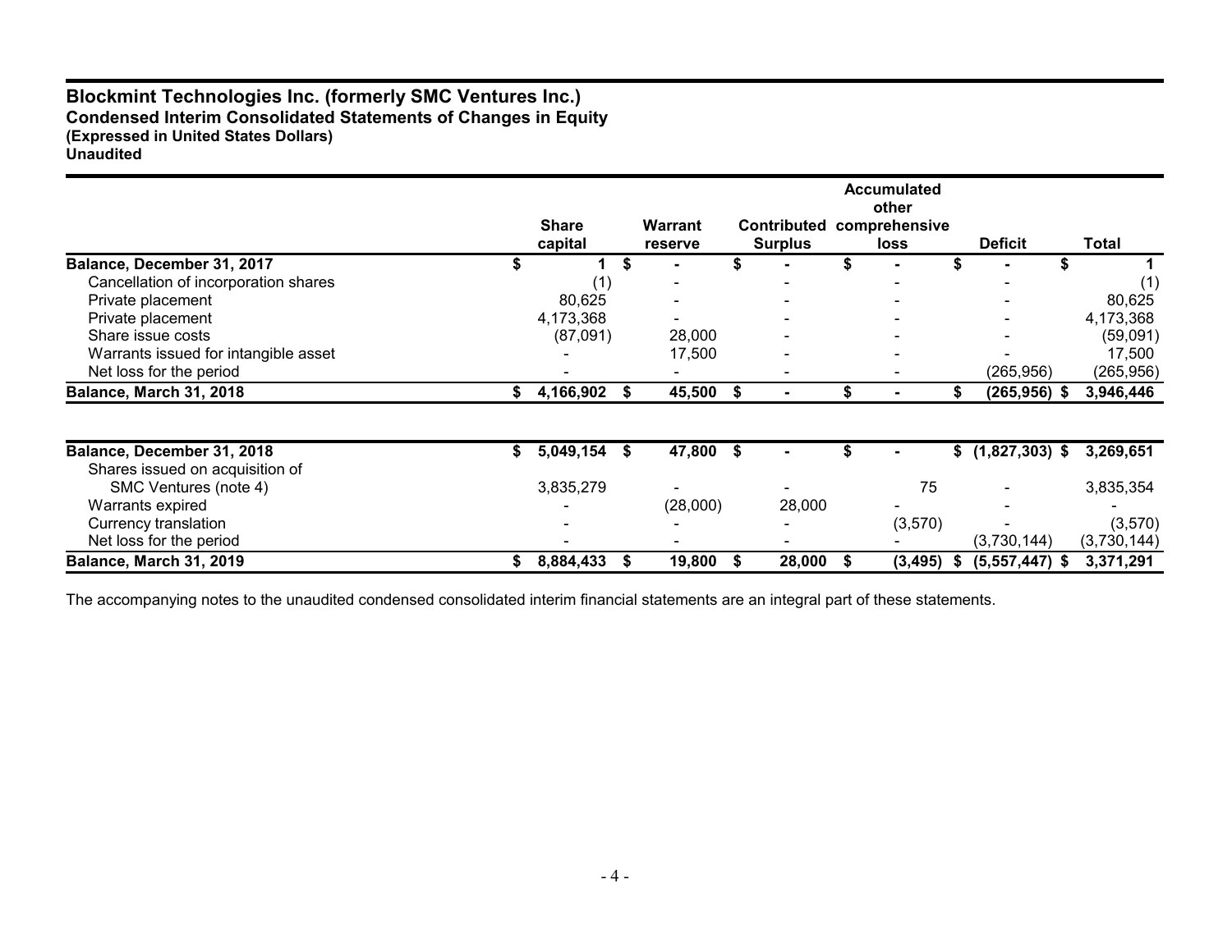# Blockmint Technologies Inc. (formerly SMC Ventures Inc.)

**Condensed Interim Consolidated Statements of Changes in Equity**
**(Expressed in United States Dollars)**
**Unaudited**

| | Share capital | Warrant reserve | Contributed Surplus | Accumulated other comprehensive loss | Deficit | Total |
|---|---|---|---|---|---|---|
| **Balance, December 31, 2017** | $ 1 | $ - | $ - | $ - | $ - | $ 1 |
| Cancellation of incorporation shares | (1) | - | - | - | - | (1) |
| Private placement | 80,625 | - | - | - | - | 80,625 |
| Private placement | 4,173,368 | - | - | - | - | 4,173,368 |
| Share issue costs | (87,091) | 28,000 | - | - | - | (59,091) |
| Warrants issued for intangible asset | - | 17,500 | - | - | - | 17,500 |
| Net loss for the period | - | - | - | - | (265,956) | (265,956) |
| **Balance, March 31, 2018** | **$ 4,166,902** | **$ 45,500** | **$ -** | **$ -** | **$ (265,956)** | **$ 3,946,446** |
| | | | | | | |
| **Balance, December 31, 2018** | **$ 5,049,154** | **$ 47,800** | **$ -** | **$ -** | **$ (1,827,303)** | **$ 3,269,651** |
| Shares issued on acquisition of SMC Ventures (note 4) | 3,835,279 | - | - | 75 | - | 3,835,354 |
| Warrants expired | - | (28,000) | 28,000 | - | - | - |
| Currency translation | - | - | - | (3,570) | - | (3,570) |
| Net loss for the period | - | - | - | - | (3,730,144) | (3,730,144) |
| **Balance, March 31, 2019** | **$ 8,884,433** | **$ 19,800** | **$ 28,000** | **$ (3,495)** | **$ (5,557,447)** | **$ 3,371,291** |

The accompanying notes to the unaudited condensed consolidated interim financial statements are an integral part of these statements.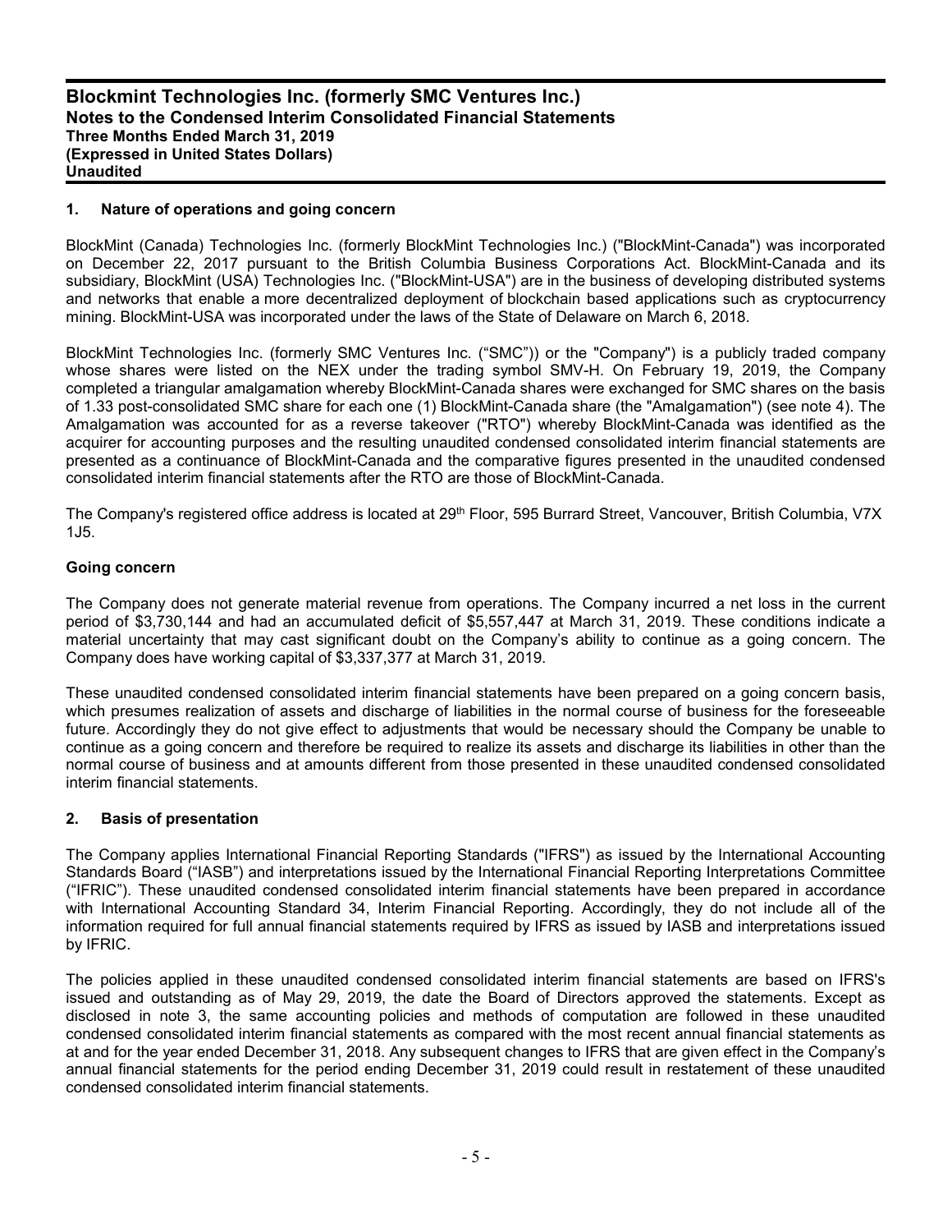## 1. Nature of operations and going concern

BlockMint (Canada) Technologies Inc. (formerly BlockMint Technologies Inc.) ("BlockMint-Canada") was incorporated on December 22, 2017 pursuant to the British Columbia Business Corporations Act. BlockMint-Canada and its subsidiary, BlockMint (USA) Technologies Inc. ("BlockMint-USA") are in the business of developing distributed systems and networks that enable a more decentralized deployment of blockchain based applications such as cryptocurrency mining. BlockMint-USA was incorporated under the laws of the State of Delaware on March 6, 2018.

BlockMint Technologies Inc. (formerly SMC Ventures Inc. ("SMC")) or the "Company") is a publicly traded company whose shares were listed on the NEX under the trading symbol SMV-H. On February 19, 2019, the Company completed a triangular amalgamation whereby BlockMint-Canada shares were exchanged for SMC shares on the basis of 1.33 post-consolidated SMC share for each one (1) BlockMint-Canada share (the "Amalgamation") (see note 4). The Amalgamation was accounted for as a reverse takeover ("RTO") whereby BlockMint-Canada was identified as the acquirer for accounting purposes and the resulting unaudited condensed consolidated interim financial statements are presented as a continuance of BlockMint-Canada and the comparative figures presented in the unaudited condensed consolidated interim financial statements after the RTO are those of BlockMint-Canada.

The Company's registered office address is located at 29th Floor, 595 Burrard Street, Vancouver, British Columbia, V7X 1J5.

### Going concern

The Company does not generate material revenue from operations. The Company incurred a net loss in the current period of $3,730,144 and had an accumulated deficit of $5,557,447 at March 31, 2019. These conditions indicate a material uncertainty that may cast significant doubt on the Company's ability to continue as a going concern. The Company does have working capital of $3,337,377 at March 31, 2019.

These unaudited condensed consolidated interim financial statements have been prepared on a going concern basis, which presumes realization of assets and discharge of liabilities in the normal course of business for the foreseeable future. Accordingly they do not give effect to adjustments that would be necessary should the Company be unable to continue as a going concern and therefore be required to realize its assets and discharge its liabilities in other than the normal course of business and at amounts different from those presented in these unaudited condensed consolidated interim financial statements.

## 2. Basis of presentation

The Company applies International Financial Reporting Standards ("IFRS") as issued by the International Accounting Standards Board ("IASB") and interpretations issued by the International Financial Reporting Interpretations Committee ("IFRIC"). These unaudited condensed consolidated interim financial statements have been prepared in accordance with International Accounting Standard 34, Interim Financial Reporting. Accordingly, they do not include all of the information required for full annual financial statements required by IFRS as issued by IASB and interpretations issued by IFRIC.

The policies applied in these unaudited condensed consolidated interim financial statements are based on IFRS's issued and outstanding as of May 29, 2019, the date the Board of Directors approved the statements. Except as disclosed in note 3, the same accounting policies and methods of computation are followed in these unaudited condensed consolidated interim financial statements as compared with the most recent annual financial statements as at and for the year ended December 31, 2018. Any subsequent changes to IFRS that are given effect in the Company's annual financial statements for the period ending December 31, 2019 could result in restatement of these unaudited condensed consolidated interim financial statements.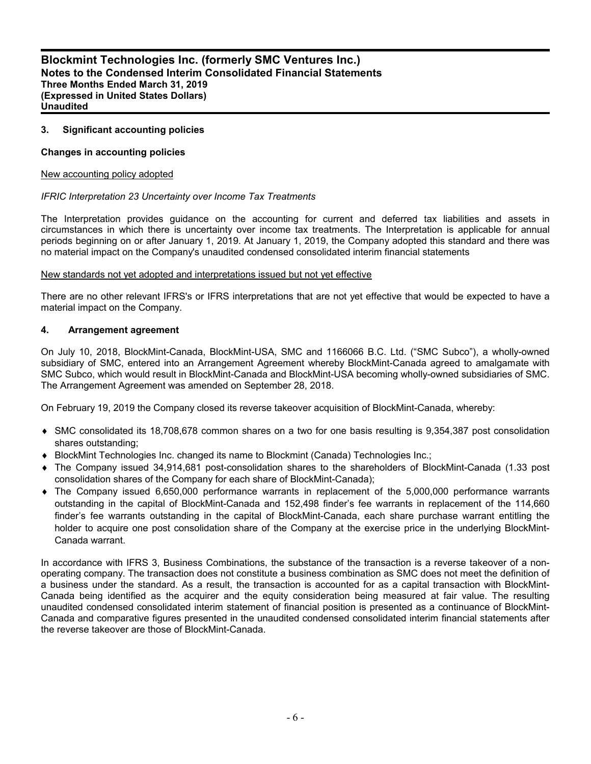## 3. Significant accounting policies

### Changes in accounting policies

New accounting policy adopted

*IFRIC Interpretation 23 Uncertainty over Income Tax Treatments*

The Interpretation provides guidance on the accounting for current and deferred tax liabilities and assets in circumstances in which there is uncertainty over income tax treatments. The Interpretation is applicable for annual periods beginning on or after January 1, 2019. At January 1, 2019, the Company adopted this standard and there was no material impact on the Company's unaudited condensed consolidated interim financial statements

New standards not yet adopted and interpretations issued but not yet effective

There are no other relevant IFRS's or IFRS interpretations that are not yet effective that would be expected to have a material impact on the Company.

## 4. Arrangement agreement

On July 10, 2018, BlockMint-Canada, BlockMint-USA, SMC and 1166066 B.C. Ltd. ("SMC Subco"), a wholly-owned subsidiary of SMC, entered into an Arrangement Agreement whereby BlockMint-Canada agreed to amalgamate with SMC Subco, which would result in BlockMint-Canada and BlockMint-USA becoming wholly-owned subsidiaries of SMC. The Arrangement Agreement was amended on September 28, 2018.

On February 19, 2019 the Company closed its reverse takeover acquisition of BlockMint-Canada, whereby:

- SMC consolidated its 18,708,678 common shares on a two for one basis resulting is 9,354,387 post consolidation shares outstanding;
- BlockMint Technologies Inc. changed its name to Blockmint (Canada) Technologies Inc.;
- The Company issued 34,914,681 post-consolidation shares to the shareholders of BlockMint-Canada (1.33 post consolidation shares of the Company for each share of BlockMint-Canada);
- The Company issued 6,650,000 performance warrants in replacement of the 5,000,000 performance warrants outstanding in the capital of BlockMint-Canada and 152,498 finder's fee warrants in replacement of the 114,660 finder's fee warrants outstanding in the capital of BlockMint-Canada, each share purchase warrant entitling the holder to acquire one post consolidation share of the Company at the exercise price in the underlying BlockMint-Canada warrant.

In accordance with IFRS 3, Business Combinations, the substance of the transaction is a reverse takeover of a non-operating company. The transaction does not constitute a business combination as SMC does not meet the definition of a business under the standard. As a result, the transaction is accounted for as a capital transaction with BlockMint-Canada being identified as the acquirer and the equity consideration being measured at fair value. The resulting unaudited condensed consolidated interim statement of financial position is presented as a continuance of BlockMint-Canada and comparative figures presented in the unaudited condensed consolidated interim financial statements after the reverse takeover are those of BlockMint-Canada.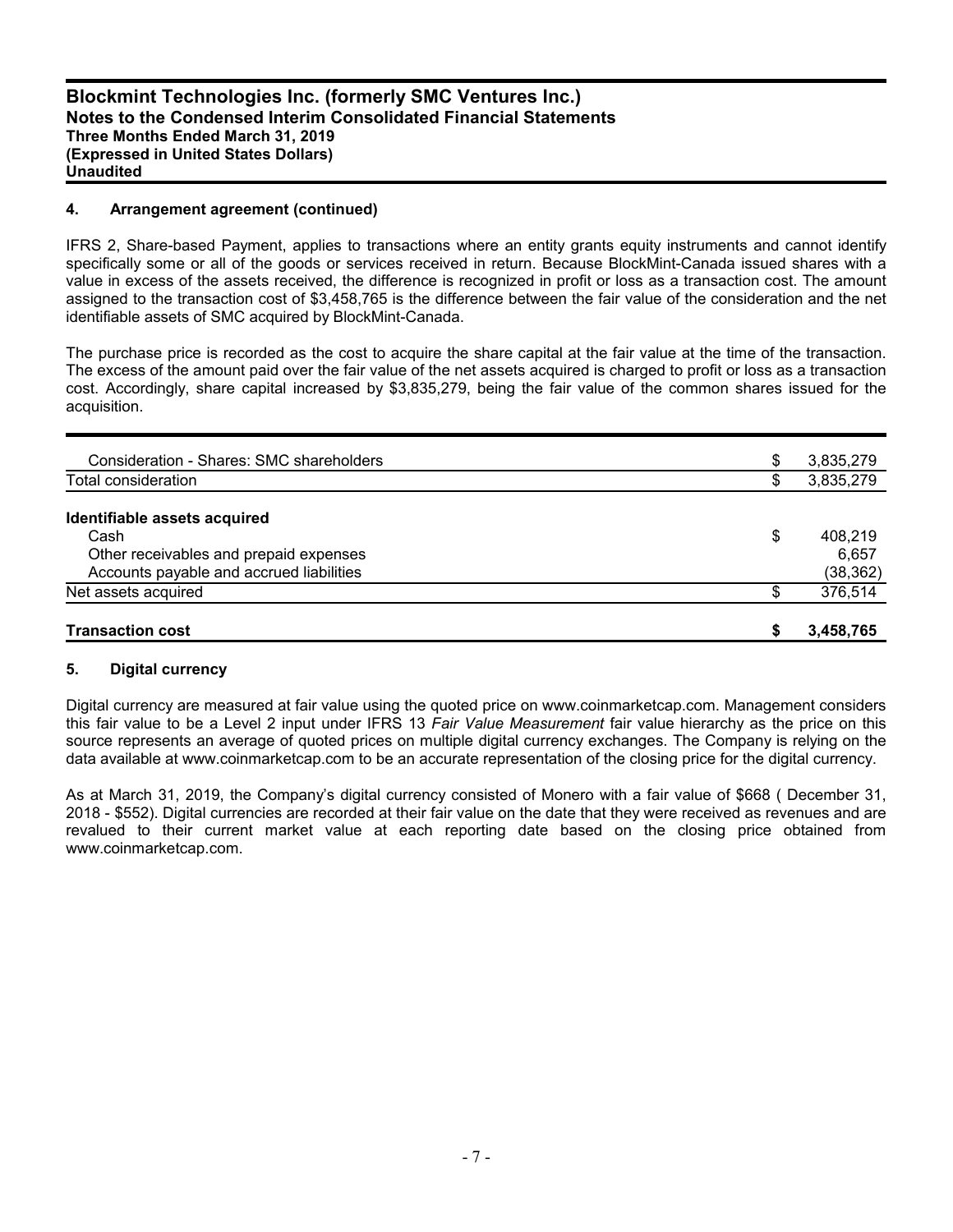### 4. Arrangement agreement (continued)

IFRS 2, Share-based Payment, applies to transactions where an entity grants equity instruments and cannot identify specifically some or all of the goods or services received in return. Because BlockMint-Canada issued shares with a value in excess of the assets received, the difference is recognized in profit or loss as a transaction cost. The amount assigned to the transaction cost of $3,458,765 is the difference between the fair value of the consideration and the net identifiable assets of SMC acquired by BlockMint-Canada.

The purchase price is recorded as the cost to acquire the share capital at the fair value at the time of the transaction. The excess of the amount paid over the fair value of the net assets acquired is charged to profit or loss as a transaction cost. Accordingly, share capital increased by $3,835,279, being the fair value of the common shares issued for the acquisition.

| | | |
|---|---|---|
| Consideration - Shares: SMC shareholders | $ | 3,835,279 |
| Total consideration | $ | 3,835,279 |
| **Identifiable assets acquired** | | |
| Cash | $ | 408,219 |
| Other receivables and prepaid expenses | | 6,657 |
| Accounts payable and accrued liabilities | | (38,362) |
| Net assets acquired | $ | 376,514 |
| **Transaction cost** | **$** | **3,458,765** |

### 5. Digital currency

Digital currency are measured at fair value using the quoted price on www.coinmarketcap.com. Management considers this fair value to be a Level 2 input under IFRS 13 *Fair Value Measurement* fair value hierarchy as the price on this source represents an average of quoted prices on multiple digital currency exchanges. The Company is relying on the data available at www.coinmarketcap.com to be an accurate representation of the closing price for the digital currency.

As at March 31, 2019, the Company's digital currency consisted of Monero with a fair value of $668 ( December 31, 2018 - $552). Digital currencies are recorded at their fair value on the date that they were received as revenues and are revalued to their current market value at each reporting date based on the closing price obtained from www.coinmarketcap.com.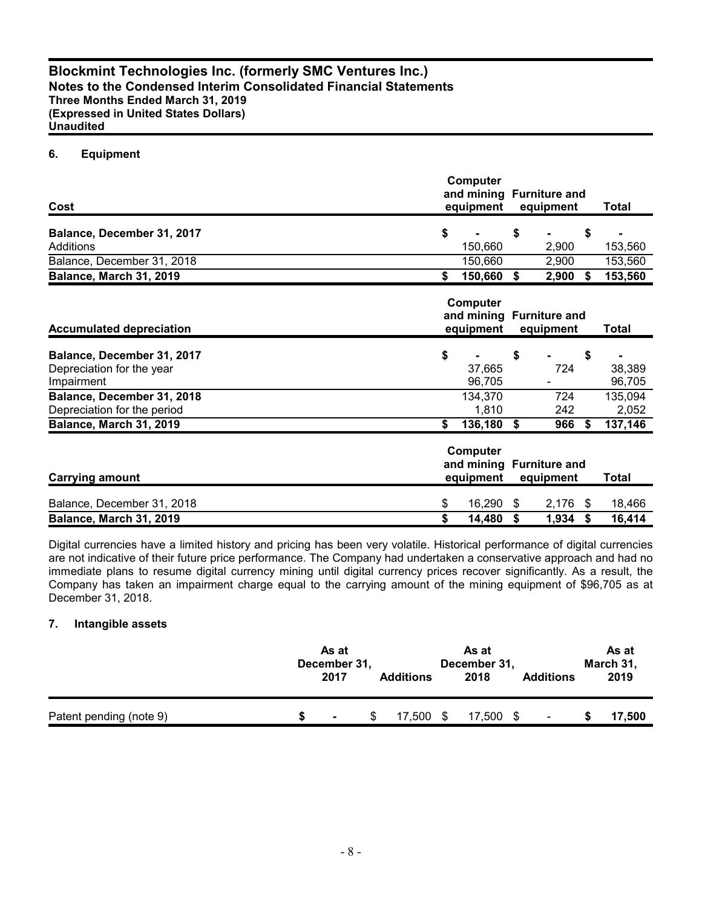## 6. Equipment

| Cost | Computer and mining equipment | Furniture and equipment | Total |
|---|---|---|---|
| **Balance, December 31, 2017** | $ - | $ - | $ - |
| Additions | 150,660 | 2,900 | 153,560 |
| Balance, December 31, 2018 | 150,660 | 2,900 | 153,560 |
| **Balance, March 31, 2019** | **$ 150,660** | **$ 2,900** | **$ 153,560** |

| Accumulated depreciation | Computer and mining equipment | Furniture and equipment | Total |
|---|---|---|---|
| **Balance, December 31, 2017** | $ - | $ - | $ - |
| Depreciation for the year | 37,665 | 724 | 38,389 |
| Impairment | 96,705 | - | 96,705 |
| **Balance, December 31, 2018** | 134,370 | 724 | 135,094 |
| Depreciation for the period | 1,810 | 242 | 2,052 |
| **Balance, March 31, 2019** | **$ 136,180** | **$ 966** | **$ 137,146** |

| Carrying amount | Computer and mining equipment | Furniture and equipment | Total |
|---|---|---|---|
| Balance, December 31, 2018 | $ 16,290 | $ 2,176 | $ 18,466 |
| **Balance, March 31, 2019** | **$ 14,480** | **$ 1,934** | **$ 16,414** |

Digital currencies have a limited history and pricing has been very volatile. Historical performance of digital currencies are not indicative of their future price performance. The Company had undertaken a conservative approach and had no immediate plans to resume digital currency mining until digital currency prices recover significantly. As a result, the Company has taken an impairment charge equal to the carrying amount of the mining equipment of $96,705 as at December 31, 2018.

## 7. Intangible assets

| | As at December 31, 2017 | Additions | As at December 31, 2018 | Additions | As at March 31, 2019 |
|---|---|---|---|---|---|
| Patent pending (note 9) | $ - | $ 17,500 | $ 17,500 | $ - | **$ 17,500** |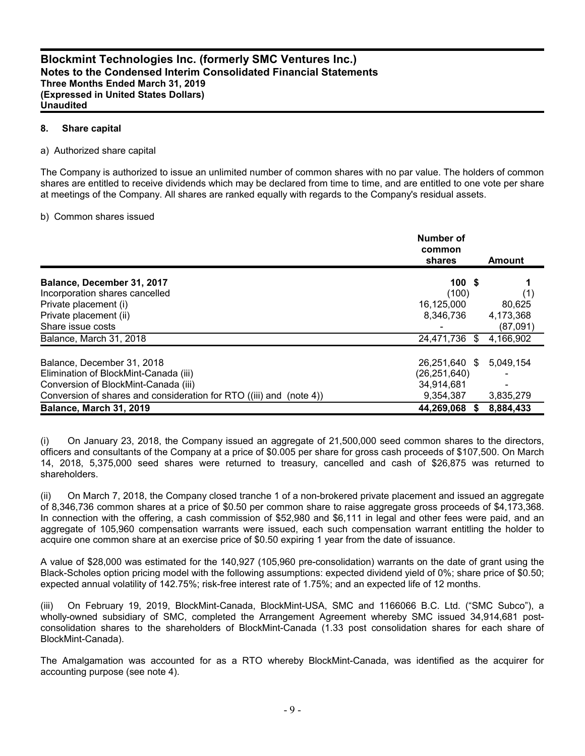## 8. Share capital

a) Authorized share capital

The Company is authorized to issue an unlimited number of common shares with no par value. The holders of common shares are entitled to receive dividends which may be declared from time to time, and are entitled to one vote per share at meetings of the Company. All shares are ranked equally with regards to the Company's residual assets.

b) Common shares issued

| | Number of common shares | Amount |
|---|---|---|
| **Balance, December 31, 2017** | **100** | **$ 1** |
| Incorporation shares cancelled | (100) | (1) |
| Private placement (i) | 16,125,000 | 80,625 |
| Private placement (ii) | 8,346,736 | 4,173,368 |
| Share issue costs | - | (87,091) |
| Balance, March 31, 2018 | 24,471,736 | $ 4,166,902 |
| | | |
| Balance, December 31, 2018 | 26,251,640 | $ 5,049,154 |
| Elimination of BlockMint-Canada (iii) | (26,251,640) | - |
| Conversion of BlockMint-Canada (iii) | 34,914,681 | - |
| Conversion of shares and consideration for RTO ((iii) and (note 4)) | 9,354,387 | 3,835,279 |
| **Balance, March 31, 2019** | **44,269,068** | **$ 8,884,433** |

(i) On January 23, 2018, the Company issued an aggregate of 21,500,000 seed common shares to the directors, officers and consultants of the Company at a price of $0.005 per share for gross cash proceeds of $107,500. On March 14, 2018, 5,375,000 seed shares were returned to treasury, cancelled and cash of $26,875 was returned to shareholders.

(ii) On March 7, 2018, the Company closed tranche 1 of a non-brokered private placement and issued an aggregate of 8,346,736 common shares at a price of $0.50 per common share to raise aggregate gross proceeds of $4,173,368. In connection with the offering, a cash commission of $52,980 and $6,111 in legal and other fees were paid, and an aggregate of 105,960 compensation warrants were issued, each such compensation warrant entitling the holder to acquire one common share at an exercise price of $0.50 expiring 1 year from the date of issuance.

A value of $28,000 was estimated for the 140,927 (105,960 pre-consolidation) warrants on the date of grant using the Black-Scholes option pricing model with the following assumptions: expected dividend yield of 0%; share price of $0.50; expected annual volatility of 142.75%; risk-free interest rate of 1.75%; and an expected life of 12 months.

(iii) On February 19, 2019, BlockMint-Canada, BlockMint-USA, SMC and 1166066 B.C. Ltd. ("SMC Subco"), a wholly-owned subsidiary of SMC, completed the Arrangement Agreement whereby SMC issued 34,914,681 post-consolidation shares to the shareholders of BlockMint-Canada (1.33 post consolidation shares for each share of BlockMint-Canada).

The Amalgamation was accounted for as a RTO whereby BlockMint-Canada, was identified as the acquirer for accounting purpose (see note 4).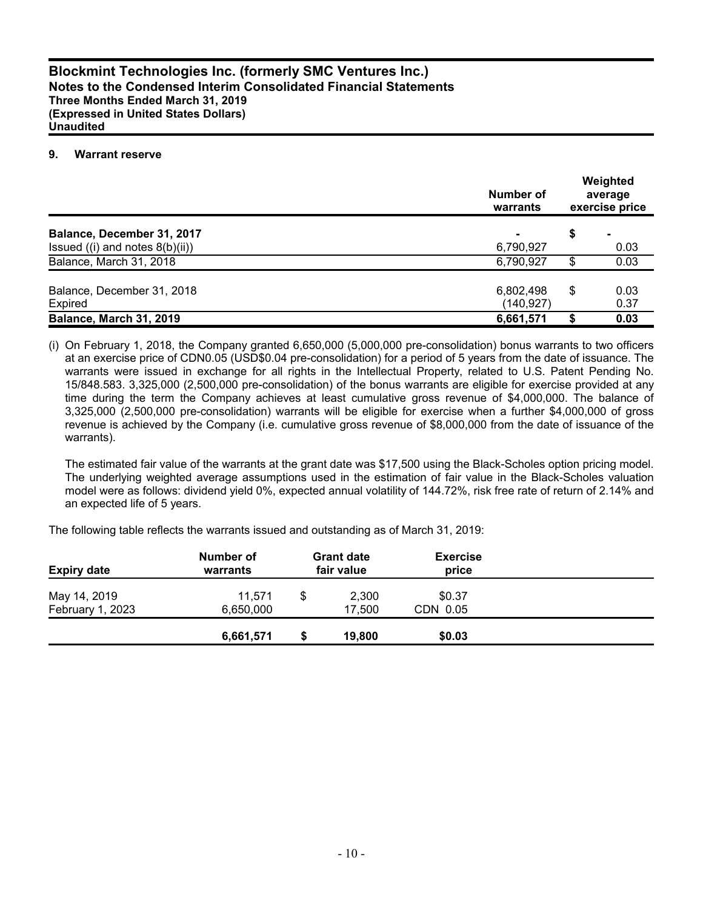## 9. Warrant reserve

| | Number of warrants | Weighted average exercise price |
|---|---|---|
| **Balance, December 31, 2017** | - | $ - |
| Issued ((i) and notes 8(b)(ii)) | 6,790,927 | 0.03 |
| Balance, March 31, 2018 | 6,790,927 | $ 0.03 |
| | | |
| Balance, December 31, 2018 | 6,802,498 | $ 0.03 |
| Expired | (140,927) | 0.37 |
| **Balance, March 31, 2019** | **6,661,571** | **$ 0.03** |

(i) On February 1, 2018, the Company granted 6,650,000 (5,000,000 pre-consolidation) bonus warrants to two officers at an exercise price of CDN0.05 (USD$0.04 pre-consolidation) for a period of 5 years from the date of issuance. The warrants were issued in exchange for all rights in the Intellectual Property, related to U.S. Patent Pending No. 15/848.583. 3,325,000 (2,500,000 pre-consolidation) of the bonus warrants are eligible for exercise provided at any time during the term the Company achieves at least cumulative gross revenue of $4,000,000. The balance of 3,325,000 (2,500,000 pre-consolidation) warrants will be eligible for exercise when a further $4,000,000 of gross revenue is achieved by the Company (i.e. cumulative gross revenue of $8,000,000 from the date of issuance of the warrants).

The estimated fair value of the warrants at the grant date was $17,500 using the Black-Scholes option pricing model. The underlying weighted average assumptions used in the estimation of fair value in the Black-Scholes valuation model were as follows: dividend yield 0%, expected annual volatility of 144.72%, risk free rate of return of 2.14% and an expected life of 5 years.

The following table reflects the warrants issued and outstanding as of March 31, 2019:

| Expiry date | Number of warrants | Grant date fair value | Exercise price |
|---|---|---|---|
| May 14, 2019 | 11,571 | $ 2,300 | $0.37 |
| February 1, 2023 | 6,650,000 | 17,500 | CDN 0.05 |
| | **6,661,571** | **$ 19,800** | **$0.03** |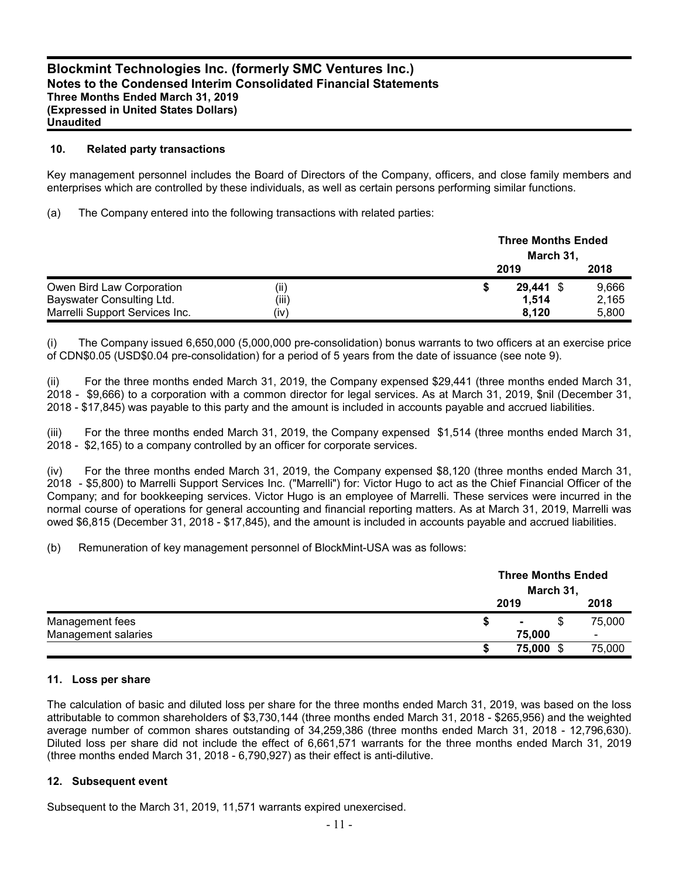# Blockmint Technologies Inc. (formerly SMC Ventures Inc.)
## Notes to the Condensed Interim Consolidated Financial Statements
**Three Months Ended March 31, 2019**
**(Expressed in United States Dollars)**
**Unaudited**

### 10. Related party transactions

Key management personnel includes the Board of Directors of the Company, officers, and close family members and enterprises which are controlled by these individuals, as well as certain persons performing similar functions.

(a) The Company entered into the following transactions with related parties:

| | | Three Months Ended March 31, 2019 | Three Months Ended March 31, 2018 |
|---|---|---|---|
| Owen Bird Law Corporation | (ii) | **$ 29,441** | $ 9,666 |
| Bayswater Consulting Ltd. | (iii) | **1,514** | 2,165 |
| Marrelli Support Services Inc. | (iv) | **8,120** | 5,800 |

(i) The Company issued 6,650,000 (5,000,000 pre-consolidation) bonus warrants to two officers at an exercise price of CDN$0.05 (USD$0.04 pre-consolidation) for a period of 5 years from the date of issuance (see note 9).

(ii) For the three months ended March 31, 2019, the Company expensed $29,441 (three months ended March 31, 2018 - $9,666) to a corporation with a common director for legal services. As at March 31, 2019, $nil (December 31, 2018 - $17,845) was payable to this party and the amount is included in accounts payable and accrued liabilities.

(iii) For the three months ended March 31, 2019, the Company expensed $1,514 (three months ended March 31, 2018 - $2,165) to a company controlled by an officer for corporate services.

(iv) For the three months ended March 31, 2019, the Company expensed $8,120 (three months ended March 31, 2018 - $5,800) to Marrelli Support Services Inc. ("Marrelli") for: Victor Hugo to act as the Chief Financial Officer of the Company; and for bookkeeping services. Victor Hugo is an employee of Marrelli. These services were incurred in the normal course of operations for general accounting and financial reporting matters. As at March 31, 2019, Marrelli was owed $6,815 (December 31, 2018 - $17,845), and the amount is included in accounts payable and accrued liabilities.

(b) Remuneration of key management personnel of BlockMint-USA was as follows:

| | Three Months Ended March 31, 2019 | Three Months Ended March 31, 2018 |
|---|---|---|
| Management fees | **$ -** | $ 75,000 |
| Management salaries | **75,000** | - |
| | **$ 75,000** | $ 75,000 |

### 11. Loss per share

The calculation of basic and diluted loss per share for the three months ended March 31, 2019, was based on the loss attributable to common shareholders of $3,730,144 (three months ended March 31, 2018 - $265,956) and the weighted average number of common shares outstanding of 34,259,386 (three months ended March 31, 2018 - 12,796,630). Diluted loss per share did not include the effect of 6,661,571 warrants for the three months ended March 31, 2019 (three months ended March 31, 2018 - 6,790,927) as their effect is anti-dilutive.

### 12. Subsequent event

Subsequent to the March 31, 2019, 11,571 warrants expired unexercised.